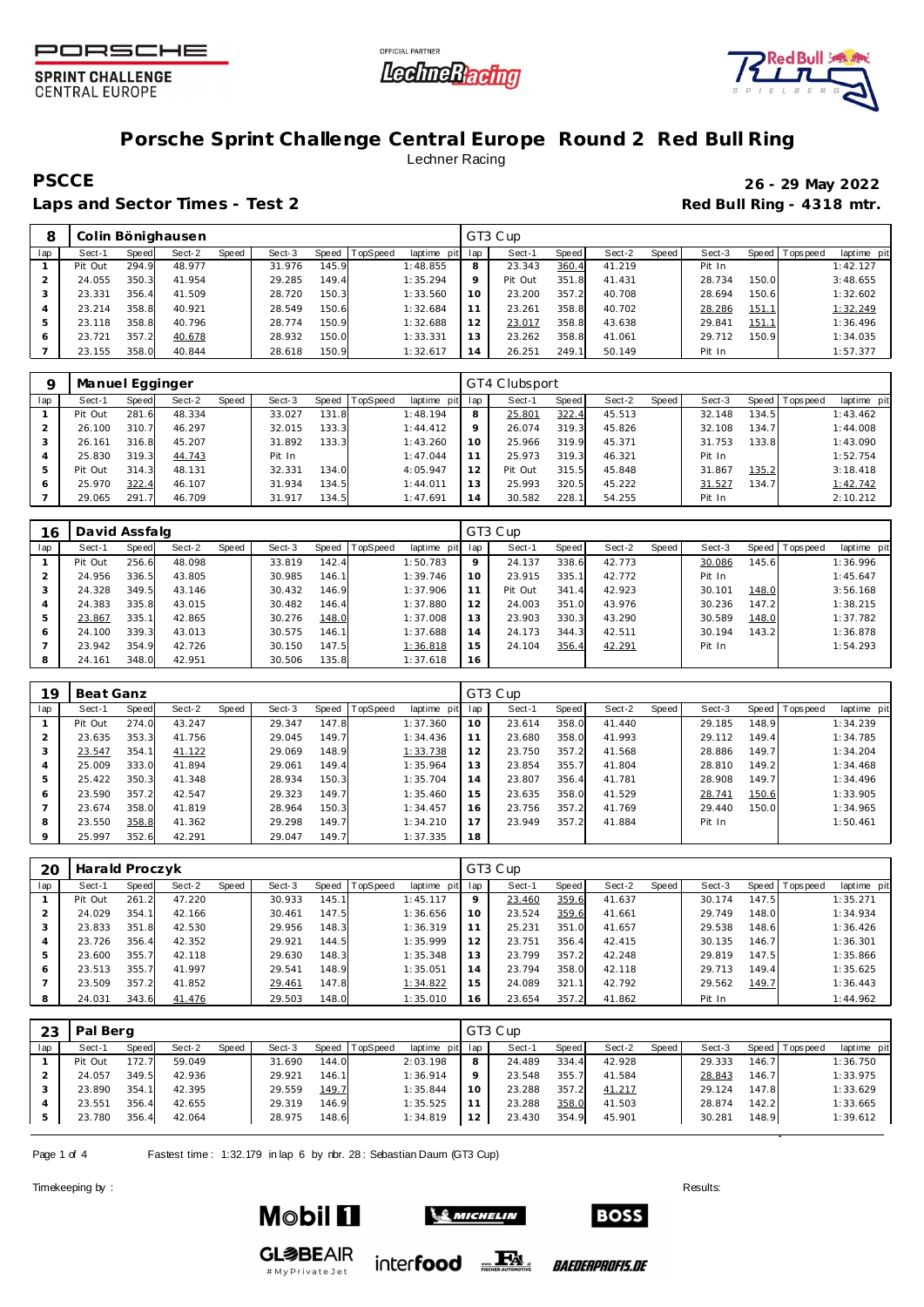# Porsche Sprint Challenge Central Europe Round 2 Red Bull Ring

Lechner Racing

**PSCCE** **26 - 29 May 2022**

**Laps and Sector Times - Test 2** **Red Bull Ring - 4318 mtr.**

| 8 | Colin Bönighausen | | | | | | | | | GT3 Cup | | | | | | | | |
|---|---|---|---|---|---|---|---|---|---|---|---|---|---|---|---|---|---|---|
| lap | Sect-1 | Speed | Sect-2 | Speed | Sect-3 | Speed | TopSpeed | laptime pit | lap | Sect-1 | Speed | Sect-2 | Speed | Sect-3 | Speed | Topspeed | laptime pit |
| 1 | Pit Out | 294.9 | 48.977 | | 31.976 | 145.9 | | 1:48.855 | 8 | 23.343 | 360.4 | 41.219 | | Pit In | | | 1:42.127 |
| 2 | 24.055 | 350.3 | 41.954 | | 29.285 | 149.4 | | 1:35.294 | 9 | Pit Out | 351.8 | 41.431 | | 28.734 | 150.0 | | 3:48.655 |
| 3 | 23.331 | 356.4 | 41.509 | | 28.720 | 150.3 | | 1:33.560 | 10 | 23.200 | 357.2 | 40.708 | | 28.694 | 150.6 | | 1:32.602 |
| 4 | 23.214 | 358.8 | 40.921 | | 28.549 | 150.6 | | 1:32.684 | 11 | 23.261 | 358.8 | 40.702 | | 28.286 | 151.1 | | 1:32.249 |
| 5 | 23.118 | 358.8 | 40.796 | | 28.774 | 150.9 | | 1:32.688 | 12 | 23.017 | 358.8 | 43.638 | | 29.841 | 151.1 | | 1:36.496 |
| 6 | 23.721 | 357.2 | 40.678 | | 28.932 | 150.0 | | 1:33.331 | 13 | 23.262 | 358.8 | 41.061 | | 29.712 | 150.9 | | 1:34.035 |
| 7 | 23.155 | 358.0 | 40.844 | | 28.618 | 150.9 | | 1:32.617 | 14 | 26.251 | 249.1 | 50.149 | | Pit In | | | 1:57.377 |

| 9 | Manuel Egginger | | | | | | | | | GT4 Clubsport | | | | | | | | |
|---|---|---|---|---|---|---|---|---|---|---|---|---|---|---|---|---|---|---|
| lap | Sect-1 | Speed | Sect-2 | Speed | Sect-3 | Speed | TopSpeed | laptime pit | lap | Sect-1 | Speed | Sect-2 | Speed | Sect-3 | Speed | Topspeed | laptime pit |
| 1 | Pit Out | 281.6 | 48.334 | | 33.027 | 131.8 | | 1:48.194 | 8 | 25.801 | 322.4 | 45.513 | | 32.148 | 134.5 | | 1:43.462 |
| 2 | 26.100 | 310.7 | 46.297 | | 32.015 | 133.3 | | 1:44.412 | 9 | 26.074 | 319.3 | 45.826 | | 32.108 | 134.7 | | 1:44.008 |
| 3 | 26.161 | 316.8 | 45.207 | | 31.892 | 133.3 | | 1:43.260 | 10 | 25.966 | 319.9 | 45.371 | | 31.753 | 133.8 | | 1:43.090 |
| 4 | 25.830 | 319.3 | 44.743 | | Pit In | | | 1:47.044 | 11 | 25.973 | 319.3 | 46.321 | | Pit In | | | 1:52.754 |
| 5 | Pit Out | 314.3 | 48.131 | | 32.331 | 134.0 | | 4:05.947 | 12 | Pit Out | 315.5 | 45.848 | | 31.867 | 135.2 | | 3:18.418 |
| 6 | 25.970 | 322.4 | 46.107 | | 31.934 | 134.5 | | 1:44.011 | 13 | 25.993 | 320.5 | 45.222 | | 31.527 | 134.7 | | 1:42.742 |
| 7 | 29.065 | 291.7 | 46.709 | | 31.917 | 134.5 | | 1:47.691 | 14 | 30.582 | 228.1 | 54.255 | | Pit In | | | 2:10.212 |

| 16 | David Assfalg | | | | | | | | | GT3 Cup | | | | | | | | |
|---|---|---|---|---|---|---|---|---|---|---|---|---|---|---|---|---|---|---|
| lap | Sect-1 | Speed | Sect-2 | Speed | Sect-3 | Speed | TopSpeed | laptime pit | lap | Sect-1 | Speed | Sect-2 | Speed | Sect-3 | Speed | Topspeed | laptime pit |
| 1 | Pit Out | 256.6 | 48.098 | | 33.819 | 142.4 | | 1:50.783 | 9 | 24.137 | 338.6 | 42.773 | | 30.086 | 145.6 | | 1:36.996 |
| 2 | 24.956 | 336.5 | 43.805 | | 30.985 | 146.1 | | 1:39.746 | 10 | 23.915 | 335.1 | 42.772 | | Pit In | | | 1:45.647 |
| 3 | 24.328 | 349.5 | 43.146 | | 30.432 | 146.9 | | 1:37.906 | 11 | Pit Out | 341.4 | 42.923 | | 30.101 | 148.0 | | 3:56.168 |
| 4 | 24.383 | 335.8 | 43.015 | | 30.482 | 146.4 | | 1:37.880 | 12 | 24.003 | 351.0 | 43.976 | | 30.236 | 147.2 | | 1:38.215 |
| 5 | 23.867 | 335.1 | 42.865 | | 30.276 | 148.0 | | 1:37.008 | 13 | 23.903 | 330.3 | 43.290 | | 30.589 | 148.0 | | 1:37.782 |
| 6 | 24.100 | 339.3 | 43.013 | | 30.575 | 146.1 | | 1:37.688 | 14 | 24.173 | 344.3 | 42.511 | | 30.194 | 143.2 | | 1:36.878 |
| 7 | 23.942 | 354.9 | 42.726 | | 30.150 | 147.5 | | 1:36.818 | 15 | 24.104 | 356.4 | 42.291 | | Pit In | | | 1:54.293 |
| 8 | 24.161 | 348.0 | 42.951 | | 30.506 | 135.8 | | 1:37.618 | 16 | | | | | | | | |

| 19 | Beat Ganz | | | | | | | | | GT3 Cup | | | | | | | | |
|---|---|---|---|---|---|---|---|---|---|---|---|---|---|---|---|---|---|---|
| lap | Sect-1 | Speed | Sect-2 | Speed | Sect-3 | Speed | TopSpeed | laptime pit | lap | Sect-1 | Speed | Sect-2 | Speed | Sect-3 | Speed | Topspeed | laptime pit |
| 1 | Pit Out | 274.0 | 43.247 | | 29.347 | 147.8 | | 1:37.360 | 10 | 23.614 | 358.0 | 41.440 | | 29.185 | 148.9 | | 1:34.239 |
| 2 | 23.635 | 353.3 | 41.756 | | 29.045 | 149.7 | | 1:34.436 | 11 | 23.680 | 358.0 | 41.993 | | 29.112 | 149.4 | | 1:34.785 |
| 3 | 23.547 | 354.1 | 41.122 | | 29.069 | 148.9 | | 1:33.738 | 12 | 23.750 | 357.2 | 41.568 | | 28.886 | 149.7 | | 1:34.204 |
| 4 | 25.009 | 333.0 | 41.894 | | 29.061 | 149.4 | | 1:35.964 | 13 | 23.854 | 355.7 | 41.804 | | 28.810 | 149.2 | | 1:34.468 |
| 5 | 25.422 | 350.3 | 41.348 | | 28.934 | 150.3 | | 1:35.704 | 14 | 23.807 | 356.4 | 41.781 | | 28.908 | 149.7 | | 1:34.496 |
| 6 | 23.590 | 357.2 | 42.547 | | 29.323 | 149.7 | | 1:35.460 | 15 | 23.635 | 358.0 | 41.529 | | 28.741 | 150.6 | | 1:33.905 |
| 7 | 23.674 | 358.0 | 41.819 | | 28.964 | 150.3 | | 1:34.457 | 16 | 23.756 | 357.2 | 41.769 | | 29.440 | 150.0 | | 1:34.965 |
| 8 | 23.550 | 358.8 | 41.362 | | 29.298 | 149.7 | | 1:34.210 | 17 | 23.949 | 357.2 | 41.884 | | Pit In | | | 1:50.461 |
| 9 | 25.997 | 352.6 | 42.291 | | 29.047 | 149.7 | | 1:37.335 | 18 | | | | | | | | |

| 20 | Harald Proczyk | | | | | | | | | GT3 Cup | | | | | | | | |
|---|---|---|---|---|---|---|---|---|---|---|---|---|---|---|---|---|---|---|
| lap | Sect-1 | Speed | Sect-2 | Speed | Sect-3 | Speed | TopSpeed | laptime pit | lap | Sect-1 | Speed | Sect-2 | Speed | Sect-3 | Speed | Topspeed | laptime pit |
| 1 | Pit Out | 261.2 | 47.220 | | 30.933 | 145.1 | | 1:45.117 | 9 | 23.460 | 359.6 | 41.637 | | 30.174 | 147.5 | | 1:35.271 |
| 2 | 24.029 | 354.1 | 42.166 | | 30.461 | 147.5 | | 1:36.656 | 10 | 23.524 | 359.6 | 41.661 | | 29.749 | 148.0 | | 1:34.934 |
| 3 | 23.833 | 351.8 | 42.530 | | 29.956 | 148.3 | | 1:36.319 | 11 | 25.231 | 351.0 | 41.657 | | 29.538 | 148.6 | | 1:36.426 |
| 4 | 23.726 | 356.4 | 42.352 | | 29.921 | 144.5 | | 1:35.999 | 12 | 23.751 | 356.4 | 42.415 | | 30.135 | 146.7 | | 1:36.301 |
| 5 | 23.600 | 355.7 | 42.118 | | 29.630 | 148.3 | | 1:35.348 | 13 | 23.799 | 357.2 | 42.248 | | 29.819 | 147.5 | | 1:35.866 |
| 6 | 23.513 | 355.7 | 41.997 | | 29.541 | 148.9 | | 1:35.051 | 14 | 23.794 | 358.0 | 42.118 | | 29.713 | 149.4 | | 1:35.625 |
| 7 | 23.509 | 357.2 | 41.852 | | 29.461 | 147.8 | | 1:34.822 | 15 | 24.089 | 321.1 | 42.792 | | 29.562 | 149.7 | | 1:36.443 |
| 8 | 24.031 | 343.6 | 41.476 | | 29.503 | 148.0 | | 1:35.010 | 16 | 23.654 | 357.2 | 41.862 | | Pit In | | | 1:44.962 |

| 23 | Pal Berg | | | | | | | | | GT3 Cup | | | | | | | | |
|---|---|---|---|---|---|---|---|---|---|---|---|---|---|---|---|---|---|---|
| lap | Sect-1 | Speed | Sect-2 | Speed | Sect-3 | Speed | TopSpeed | laptime pit | lap | Sect-1 | Speed | Sect-2 | Speed | Sect-3 | Speed | Topspeed | laptime pit |
| 1 | Pit Out | 172.7 | 59.049 | | 31.690 | 144.0 | | 2:03.198 | 8 | 24.489 | 334.4 | 42.928 | | 29.333 | 146.7 | | 1:36.750 |
| 2 | 24.057 | 349.5 | 42.936 | | 29.921 | 146.1 | | 1:36.914 | 9 | 23.548 | 355.7 | 41.584 | | 28.843 | 146.7 | | 1:33.975 |
| 3 | 23.890 | 354.1 | 42.395 | | 29.559 | 149.7 | | 1:35.844 | 10 | 23.288 | 357.2 | 41.217 | | 29.124 | 147.8 | | 1:33.629 |
| 4 | 23.551 | 356.4 | 42.655 | | 29.319 | 146.9 | | 1:35.525 | 11 | 23.288 | 358.0 | 41.503 | | 28.874 | 142.2 | | 1:33.665 |
| 5 | 23.780 | 356.4 | 42.064 | | 28.975 | 148.6 | | 1:34.819 | 12 | 23.430 | 354.9 | 45.901 | | 30.281 | 148.9 | | 1:39.612 |

Fastest time : 1:32.179 in lap 6 by nbr. 28 : Sebastian Daum (GT3 Cup)

Timekeeping by : Results: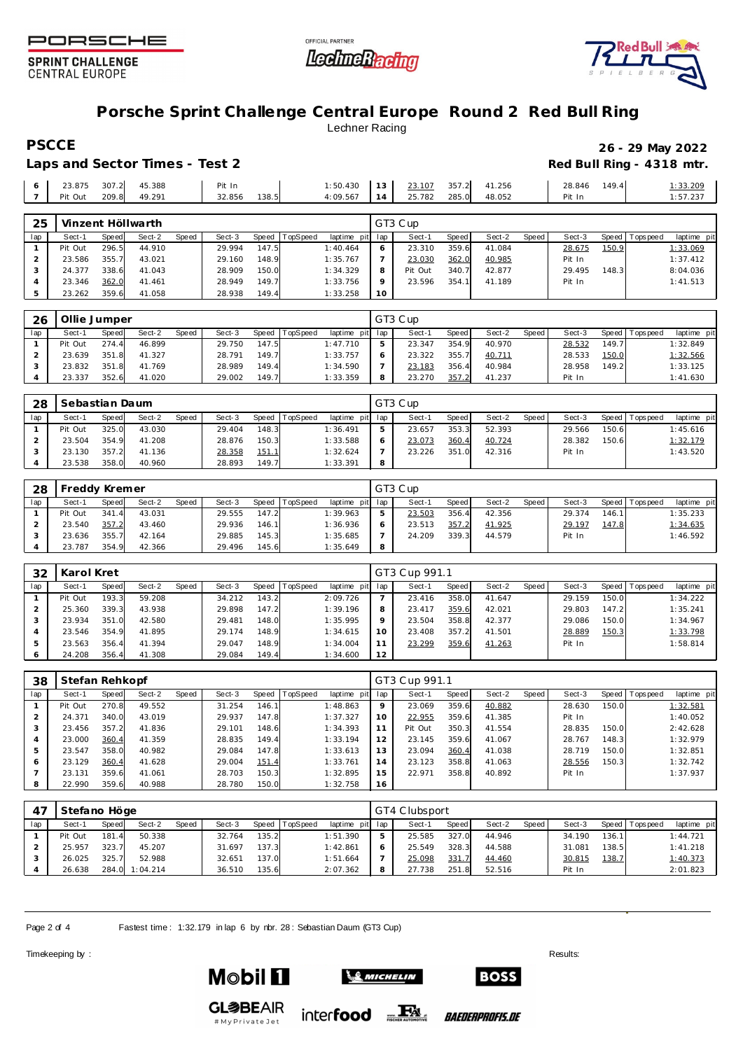# Porsche Sprint Challenge Central Europe Round 2 Red Bull Ring

Lechner Racing

**PSCCE** — 26 - 29 May 2022

**Laps and Sector Times - Test 2** — Red Bull Ring - 4318 mtr.

| lap | Sect-1 | Speed | Sect-2 | Speed | Sect-3 | Speed | TopSpeed | laptime pit | lap | Sect-1 | Speed | Sect-2 | Speed | Sect-3 | Speed | Topspeed | laptime pit |
|---|---|---|---|---|---|---|---|---|---|---|---|---|---|---|---|---|---|
| 6 | 23.875 | 307.2 | 45.388 | | Pit In | | | 1:50.430 | 13 | 23.107 | 357.2 | 41.256 | | 28.846 | 149.4 | | 1:33.209 |
| 7 | Pit Out | 209.8 | 49.291 | | 32.856 | 138.5 | | 4:09.567 | 14 | 25.782 | 285.0 | 48.052 | | Pit In | | | 1:57.237 |

## 25 Vinzent Höllwarth — GT3 Cup

| lap | Sect-1 | Speed | Sect-2 | Speed | Sect-3 | Speed | TopSpeed | laptime pit | lap | Sect-1 | Speed | Sect-2 | Speed | Sect-3 | Speed | Topspeed | laptime pit |
|---|---|---|---|---|---|---|---|---|---|---|---|---|---|---|---|---|---|
| 1 | Pit Out | 296.5 | 44.910 | | 29.994 | 147.5 | | 1:40.464 | 6 | 23.310 | 359.6 | 41.084 | | 28.675 | 150.9 | | 1:33.069 |
| 2 | 23.586 | 355.7 | 43.021 | | 29.160 | 148.9 | | 1:35.767 | 7 | 23.030 | 362.0 | 40.985 | | Pit In | | | 1:37.412 |
| 3 | 24.377 | 338.6 | 41.043 | | 28.909 | 150.0 | | 1:34.329 | 8 | Pit Out | 340.7 | 42.877 | | 29.495 | 148.3 | | 8:04.036 |
| 4 | 23.346 | 362.0 | 41.461 | | 28.949 | 149.7 | | 1:33.756 | 9 | 23.596 | 354.1 | 41.189 | | Pit In | | | 1:41.513 |
| 5 | 23.262 | 359.6 | 41.058 | | 28.938 | 149.4 | | 1:33.258 | 10 | | | | | | | | |

## 26 Ollie Jumper — GT3 Cup

| lap | Sect-1 | Speed | Sect-2 | Speed | Sect-3 | Speed | TopSpeed | laptime pit | lap | Sect-1 | Speed | Sect-2 | Speed | Sect-3 | Speed | Topspeed | laptime pit |
|---|---|---|---|---|---|---|---|---|---|---|---|---|---|---|---|---|---|
| 1 | Pit Out | 274.4 | 46.899 | | 29.750 | 147.5 | | 1:47.710 | 5 | 23.347 | 354.9 | 40.970 | | 28.532 | 149.7 | | 1:32.849 |
| 2 | 23.639 | 351.8 | 41.327 | | 28.791 | 149.7 | | 1:33.757 | 6 | 23.322 | 355.7 | 40.711 | | 28.533 | 150.0 | | 1:32.566 |
| 3 | 23.832 | 351.8 | 41.769 | | 28.989 | 149.4 | | 1:34.590 | 7 | 23.183 | 356.4 | 40.984 | | 28.958 | 149.2 | | 1:33.125 |
| 4 | 23.337 | 352.6 | 41.020 | | 29.002 | 149.7 | | 1:33.359 | 8 | 23.270 | 357.2 | 41.237 | | Pit In | | | 1:41.630 |

## 28 Sebastian Daum — GT3 Cup

| lap | Sect-1 | Speed | Sect-2 | Speed | Sect-3 | Speed | TopSpeed | laptime pit | lap | Sect-1 | Speed | Sect-2 | Speed | Sect-3 | Speed | Topspeed | laptime pit |
|---|---|---|---|---|---|---|---|---|---|---|---|---|---|---|---|---|---|
| 1 | Pit Out | 325.0 | 43.030 | | 29.404 | 148.3 | | 1:36.491 | 5 | 23.657 | 353.3 | 52.393 | | 29.566 | 150.6 | | 1:45.616 |
| 2 | 23.504 | 354.9 | 41.208 | | 28.876 | 150.3 | | 1:33.588 | 6 | 23.073 | 360.4 | 40.724 | | 28.382 | 150.6 | | 1:32.179 |
| 3 | 23.130 | 357.2 | 41.136 | | 28.358 | 151.1 | | 1:32.624 | 7 | 23.226 | 351.0 | 42.316 | | Pit In | | | 1:43.520 |
| 4 | 23.538 | 358.0 | 40.960 | | 28.893 | 149.7 | | 1:33.391 | 8 | | | | | | | | |

## 28 Freddy Kremer — GT3 Cup

| lap | Sect-1 | Speed | Sect-2 | Speed | Sect-3 | Speed | TopSpeed | laptime pit | lap | Sect-1 | Speed | Sect-2 | Speed | Sect-3 | Speed | Topspeed | laptime pit |
|---|---|---|---|---|---|---|---|---|---|---|---|---|---|---|---|---|---|
| 1 | Pit Out | 341.4 | 43.031 | | 29.555 | 147.2 | | 1:39.963 | 5 | 23.503 | 356.4 | 42.356 | | 29.374 | 146.1 | | 1:35.233 |
| 2 | 23.540 | 357.2 | 43.460 | | 29.936 | 146.1 | | 1:36.936 | 6 | 23.513 | 357.2 | 41.925 | | 29.197 | 147.8 | | 1:34.635 |
| 3 | 23.636 | 355.7 | 42.164 | | 29.885 | 145.3 | | 1:35.685 | 7 | 24.209 | 339.3 | 44.579 | | Pit In | | | 1:46.592 |
| 4 | 23.787 | 354.9 | 42.366 | | 29.496 | 145.6 | | 1:35.649 | 8 | | | | | | | | |

## 32 Karol Kret — GT3 Cup 991.1

| lap | Sect-1 | Speed | Sect-2 | Speed | Sect-3 | Speed | TopSpeed | laptime pit | lap | Sect-1 | Speed | Sect-2 | Speed | Sect-3 | Speed | Topspeed | laptime pit |
|---|---|---|---|---|---|---|---|---|---|---|---|---|---|---|---|---|---|
| 1 | Pit Out | 193.3 | 59.208 | | 34.212 | 143.2 | | 2:09.726 | 7 | 23.416 | 358.0 | 41.647 | | 29.159 | 150.0 | | 1:34.222 |
| 2 | 25.360 | 339.3 | 43.938 | | 29.898 | 147.2 | | 1:39.196 | 8 | 23.417 | 359.6 | 42.021 | | 29.803 | 147.2 | | 1:35.241 |
| 3 | 23.934 | 351.0 | 42.580 | | 29.481 | 148.0 | | 1:35.995 | 9 | 23.504 | 358.8 | 42.377 | | 29.086 | 150.0 | | 1:34.967 |
| 4 | 23.546 | 354.9 | 41.895 | | 29.174 | 148.9 | | 1:34.615 | 10 | 23.408 | 357.2 | 41.501 | | 28.889 | 150.3 | | 1:33.798 |
| 5 | 23.563 | 356.4 | 41.394 | | 29.047 | 148.9 | | 1:34.004 | 11 | 23.299 | 359.6 | 41.263 | | Pit In | | | 1:58.814 |
| 6 | 24.208 | 356.4 | 41.308 | | 29.084 | 149.4 | | 1:34.600 | 12 | | | | | | | | |

## 38 Stefan Rehkopf — GT3 Cup 991.1

| lap | Sect-1 | Speed | Sect-2 | Speed | Sect-3 | Speed | TopSpeed | laptime pit | lap | Sect-1 | Speed | Sect-2 | Speed | Sect-3 | Speed | Topspeed | laptime pit |
|---|---|---|---|---|---|---|---|---|---|---|---|---|---|---|---|---|---|
| 1 | Pit Out | 270.8 | 49.552 | | 31.254 | 146.1 | | 1:48.863 | 9 | 23.069 | 359.6 | 40.882 | | 28.630 | 150.0 | | 1:32.581 |
| 2 | 24.371 | 340.0 | 43.019 | | 29.937 | 147.8 | | 1:37.327 | 10 | 22.955 | 359.6 | 41.385 | | Pit In | | | 1:40.052 |
| 3 | 23.456 | 357.2 | 41.836 | | 29.101 | 148.6 | | 1:34.393 | 11 | Pit Out | 350.3 | 41.554 | | 28.835 | 150.0 | | 2:42.628 |
| 4 | 23.000 | 360.4 | 41.359 | | 28.835 | 149.4 | | 1:33.194 | 12 | 23.145 | 359.6 | 41.067 | | 28.767 | 148.3 | | 1:32.979 |
| 5 | 23.547 | 358.0 | 40.982 | | 29.084 | 147.8 | | 1:33.613 | 13 | 23.094 | 360.4 | 41.038 | | 28.719 | 150.0 | | 1:32.851 |
| 6 | 23.129 | 360.4 | 41.628 | | 29.004 | 151.4 | | 1:33.761 | 14 | 23.123 | 358.8 | 41.063 | | 28.556 | 150.3 | | 1:32.742 |
| 7 | 23.131 | 359.6 | 41.061 | | 28.703 | 150.3 | | 1:32.895 | 15 | 22.971 | 358.8 | 40.892 | | Pit In | | | 1:37.937 |
| 8 | 22.990 | 359.6 | 40.988 | | 28.780 | 150.0 | | 1:32.758 | 16 | | | | | | | | |

## 47 Stefano Höge — GT4 Clubsport

| lap | Sect-1 | Speed | Sect-2 | Speed | Sect-3 | Speed | TopSpeed | laptime pit | lap | Sect-1 | Speed | Sect-2 | Speed | Sect-3 | Speed | Topspeed | laptime pit |
|---|---|---|---|---|---|---|---|---|---|---|---|---|---|---|---|---|---|
| 1 | Pit Out | 181.4 | 50.338 | | 32.764 | 135.2 | | 1:51.390 | 5 | 25.585 | 327.0 | 44.946 | | 34.190 | 136.1 | | 1:44.721 |
| 2 | 25.957 | 323.7 | 45.207 | | 31.697 | 137.3 | | 1:42.861 | 6 | 25.549 | 328.3 | 44.588 | | 31.081 | 138.5 | | 1:41.218 |
| 3 | 26.025 | 325.7 | 52.988 | | 32.651 | 137.0 | | 1:51.664 | 7 | 25.098 | 331.7 | 44.460 | | 30.815 | 138.7 | | 1:40.373 |
| 4 | 26.638 | 284.0 | 1:04.214 | | 36.510 | 135.6 | | 2:07.362 | 8 | 27.738 | 251.8 | 52.516 | | Pit In | | | 2:01.823 |

Fastest time : 1:32.179 in lap 6 by nbr. 28 : Sebastian Daum (GT3 Cup)

Timekeeping by : Results: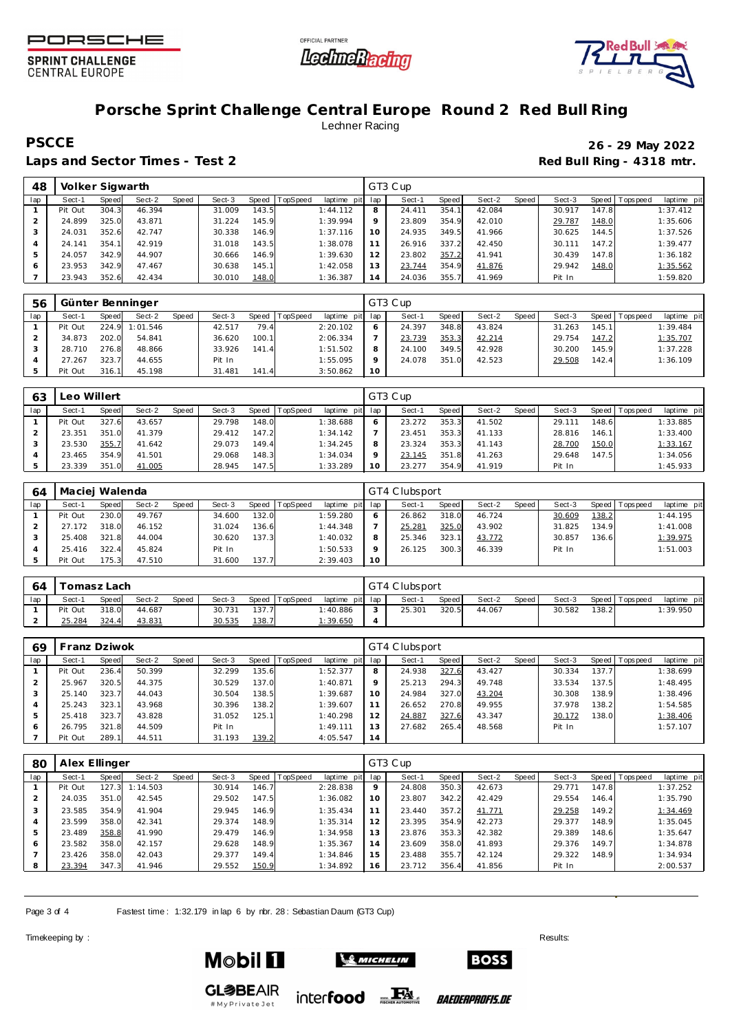# Porsche Sprint Challenge Central Europe Round 2 Red Bull Ring

Lechner Racing

**PSCCE** **26 - 29 May 2022**

**Laps and Sector Times - Test 2** **Red Bull Ring - 4318 mtr.**

| 48 | Volker Sigwarth | | | | | | | | GT3 Cup | | | | | | | | |
|---|---|---|---|---|---|---|---|---|---|---|---|---|---|---|---|---|---|
| lap | Sect-1 | Speed | Sect-2 | Speed | Sect-3 | Speed | TopSpeed | laptime pit | lap | Sect-1 | Speed | Sect-2 | Speed | Sect-3 | Speed | Topspeed | laptime pit |
| 1 | Pit Out | 304.3 | 46.394 | | 31.009 | 143.5 | | 1:44.112 | 8 | 24.411 | 354.1 | 42.084 | | 30.917 | 147.8 | | 1:37.412 |
| 2 | 24.899 | 325.0 | 43.871 | | 31.224 | 145.9 | | 1:39.994 | 9 | 23.809 | 354.9 | 42.010 | | 29.787 | 148.0 | | 1:35.606 |
| 3 | 24.031 | 352.6 | 42.747 | | 30.338 | 146.9 | | 1:37.116 | 10 | 24.935 | 349.5 | 41.966 | | 30.625 | 144.5 | | 1:37.526 |
| 4 | 24.141 | 354.1 | 42.919 | | 31.018 | 143.5 | | 1:38.078 | 11 | 26.916 | 337.2 | 42.450 | | 30.111 | 147.2 | | 1:39.477 |
| 5 | 24.057 | 342.9 | 44.907 | | 30.666 | 146.9 | | 1:39.630 | 12 | 23.802 | 357.2 | 41.941 | | 30.439 | 147.8 | | 1:36.182 |
| 6 | 23.953 | 342.9 | 47.467 | | 30.638 | 145.1 | | 1:42.058 | 13 | 23.744 | 354.9 | 41.876 | | 29.942 | 148.0 | | 1:35.562 |
| 7 | 23.943 | 352.6 | 42.434 | | 30.010 | 148.0 | | 1:36.387 | 14 | 24.036 | 355.7 | 41.969 | | Pit In | | | 1:59.820 |

| 56 | Günter Benninger | | | | | | | | GT3 Cup | | | | | | | | |
|---|---|---|---|---|---|---|---|---|---|---|---|---|---|---|---|---|---|
| lap | Sect-1 | Speed | Sect-2 | Speed | Sect-3 | Speed | TopSpeed | laptime pit | lap | Sect-1 | Speed | Sect-2 | Speed | Sect-3 | Speed | Topspeed | laptime pit |
| 1 | Pit Out | 224.9 | 1:01.546 | | 42.517 | 79.4 | | 2:20.102 | 6 | 24.397 | 348.8 | 43.824 | | 31.263 | 145.1 | | 1:39.484 |
| 2 | 34.873 | 202.0 | 54.841 | | 36.620 | 100.1 | | 2:06.334 | 7 | 23.739 | 353.3 | 42.214 | | 29.754 | 147.2 | | 1:35.707 |
| 3 | 28.710 | 276.8 | 48.866 | | 33.926 | 141.4 | | 1:51.502 | 8 | 24.100 | 349.5 | 42.928 | | 30.200 | 145.9 | | 1:37.228 |
| 4 | 27.267 | 323.7 | 44.655 | | Pit In | | | 1:55.095 | 9 | 24.078 | 351.0 | 42.523 | | 29.508 | 142.4 | | 1:36.109 |
| 5 | Pit Out | 316.1 | 45.198 | | 31.481 | 141.4 | | 3:50.862 | 10 | | | | | | | | |

| 63 | Leo Willert | | | | | | | | GT3 Cup | | | | | | | | |
|---|---|---|---|---|---|---|---|---|---|---|---|---|---|---|---|---|---|
| lap | Sect-1 | Speed | Sect-2 | Speed | Sect-3 | Speed | TopSpeed | laptime pit | lap | Sect-1 | Speed | Sect-2 | Speed | Sect-3 | Speed | Topspeed | laptime pit |
| 1 | Pit Out | 327.6 | 43.657 | | 29.798 | 148.0 | | 1:38.688 | 6 | 23.272 | 353.3 | 41.502 | | 29.111 | 148.6 | | 1:33.885 |
| 2 | 23.351 | 351.0 | 41.379 | | 29.412 | 147.2 | | 1:34.142 | 7 | 23.451 | 353.3 | 41.133 | | 28.816 | 146.1 | | 1:33.400 |
| 3 | 23.530 | 355.7 | 41.642 | | 29.073 | 149.4 | | 1:34.245 | 8 | 23.324 | 353.3 | 41.143 | | 28.700 | 150.0 | | 1:33.167 |
| 4 | 23.465 | 354.9 | 41.501 | | 29.068 | 148.3 | | 1:34.034 | 9 | 23.145 | 351.8 | 41.263 | | 29.648 | 147.5 | | 1:34.056 |
| 5 | 23.339 | 351.0 | 41.005 | | 28.945 | 147.5 | | 1:33.289 | 10 | 23.277 | 354.9 | 41.919 | | Pit In | | | 1:45.933 |

| 64 | Maciej Walenda | | | | | | | | GT4 Clubsport | | | | | | | | |
|---|---|---|---|---|---|---|---|---|---|---|---|---|---|---|---|---|---|
| lap | Sect-1 | Speed | Sect-2 | Speed | Sect-3 | Speed | TopSpeed | laptime pit | lap | Sect-1 | Speed | Sect-2 | Speed | Sect-3 | Speed | Topspeed | laptime pit |
| 1 | Pit Out | 230.0 | 49.767 | | 34.600 | 132.0 | | 1:59.280 | 6 | 26.862 | 318.0 | 46.724 | | 30.609 | 138.2 | | 1:44.195 |
| 2 | 27.172 | 318.0 | 46.152 | | 31.024 | 136.6 | | 1:44.348 | 7 | 25.281 | 325.0 | 43.902 | | 31.825 | 134.9 | | 1:41.008 |
| 3 | 25.408 | 321.8 | 44.004 | | 30.620 | 137.3 | | 1:40.032 | 8 | 25.346 | 323.1 | 43.772 | | 30.857 | 136.6 | | 1:39.975 |
| 4 | 25.416 | 322.4 | 45.824 | | Pit In | | | 1:50.533 | 9 | 26.125 | 300.3 | 46.339 | | Pit In | | | 1:51.003 |
| 5 | Pit Out | 175.3 | 47.510 | | 31.600 | 137.7 | | 2:39.403 | 10 | | | | | | | | |

| 64 | Tomasz Lach | | | | | | | | GT4 Clubsport | | | | | | | | |
|---|---|---|---|---|---|---|---|---|---|---|---|---|---|---|---|---|---|
| lap | Sect-1 | Speed | Sect-2 | Speed | Sect-3 | Speed | TopSpeed | laptime pit | lap | Sect-1 | Speed | Sect-2 | Speed | Sect-3 | Speed | Topspeed | laptime pit |
| 1 | Pit Out | 318.0 | 44.687 | | 30.731 | 137.7 | | 1:40.886 | 3 | 25.301 | 320.5 | 44.067 | | 30.582 | 138.2 | | 1:39.950 |
| 2 | 25.284 | 324.4 | 43.831 | | 30.535 | 138.7 | | 1:39.650 | 4 | | | | | | | | |

| 69 | Franz Dziwok | | | | | | | | GT4 Clubsport | | | | | | | | |
|---|---|---|---|---|---|---|---|---|---|---|---|---|---|---|---|---|---|
| lap | Sect-1 | Speed | Sect-2 | Speed | Sect-3 | Speed | TopSpeed | laptime pit | lap | Sect-1 | Speed | Sect-2 | Speed | Sect-3 | Speed | Topspeed | laptime pit |
| 1 | Pit Out | 236.4 | 50.399 | | 32.299 | 135.6 | | 1:52.377 | 8 | 24.938 | 327.6 | 43.427 | | 30.334 | 137.7 | | 1:38.699 |
| 2 | 25.967 | 320.5 | 44.375 | | 30.529 | 137.0 | | 1:40.871 | 9 | 25.213 | 294.3 | 49.748 | | 33.534 | 137.5 | | 1:48.495 |
| 3 | 25.140 | 323.7 | 44.043 | | 30.504 | 138.5 | | 1:39.687 | 10 | 24.984 | 327.0 | 43.204 | | 30.308 | 138.9 | | 1:38.496 |
| 4 | 25.243 | 323.1 | 43.968 | | 30.396 | 138.2 | | 1:39.607 | 11 | 26.652 | 270.8 | 49.955 | | 37.978 | 138.2 | | 1:54.585 |
| 5 | 25.418 | 323.7 | 43.828 | | 31.052 | 125.1 | | 1:40.298 | 12 | 24.887 | 327.6 | 43.347 | | 30.172 | 138.0 | | 1:38.406 |
| 6 | 26.795 | 321.8 | 44.509 | | Pit In | | | 1:49.111 | 13 | 27.682 | 265.4 | 48.568 | | Pit In | | | 1:57.107 |
| 7 | Pit Out | 289.1 | 44.511 | | 31.193 | 139.2 | | 4:05.547 | 14 | | | | | | | | |

| 80 | Alex Ellinger | | | | | | | | GT3 Cup | | | | | | | | |
|---|---|---|---|---|---|---|---|---|---|---|---|---|---|---|---|---|---|
| lap | Sect-1 | Speed | Sect-2 | Speed | Sect-3 | Speed | TopSpeed | laptime pit | lap | Sect-1 | Speed | Sect-2 | Speed | Sect-3 | Speed | Topspeed | laptime pit |
| 1 | Pit Out | 127.3 | 1:14.503 | | 30.914 | 146.7 | | 2:28.838 | 9 | 24.808 | 350.3 | 42.673 | | 29.771 | 147.8 | | 1:37.252 |
| 2 | 24.035 | 351.0 | 42.545 | | 29.502 | 147.5 | | 1:36.082 | 10 | 23.807 | 342.2 | 42.429 | | 29.554 | 146.4 | | 1:35.790 |
| 3 | 23.585 | 354.9 | 41.904 | | 29.945 | 146.9 | | 1:35.434 | 11 | 23.440 | 357.2 | 41.771 | | 29.258 | 149.2 | | 1:34.469 |
| 4 | 23.599 | 358.0 | 42.341 | | 29.374 | 148.9 | | 1:35.314 | 12 | 23.395 | 354.9 | 42.273 | | 29.377 | 148.9 | | 1:35.045 |
| 5 | 23.489 | 358.8 | 41.990 | | 29.479 | 146.9 | | 1:34.958 | 13 | 23.876 | 353.3 | 42.382 | | 29.389 | 148.6 | | 1:35.647 |
| 6 | 23.582 | 358.0 | 42.157 | | 29.628 | 148.9 | | 1:35.367 | 14 | 23.609 | 358.0 | 41.893 | | 29.376 | 149.7 | | 1:34.878 |
| 7 | 23.426 | 358.0 | 42.043 | | 29.377 | 149.4 | | 1:34.846 | 15 | 23.488 | 355.7 | 42.124 | | 29.322 | 148.9 | | 1:34.934 |
| 8 | 23.394 | 347.3 | 41.946 | | 29.552 | 150.9 | | 1:34.892 | 16 | 23.712 | 356.4 | 41.856 | | Pit In | | | 2:00.537 |

Fastest time : 1:32.179 in lap 6 by nbr. 28 : Sebastian Daum (GT3 Cup)

Timekeeping by : Results: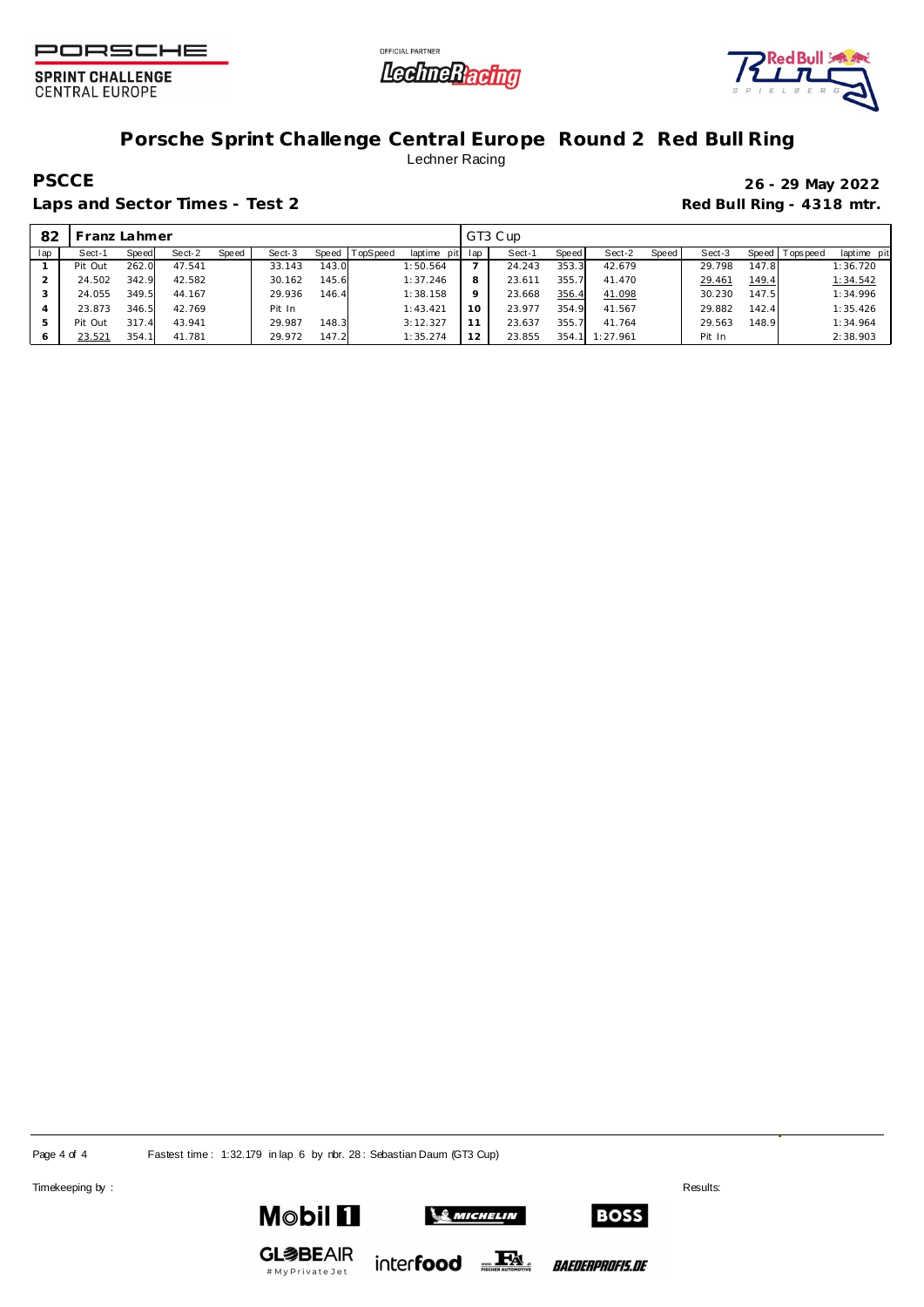# Porsche Sprint Challenge Central Europe Round 2 Red Bull Ring

Lechner Racing

**PSCCE** **26 - 29 May 2022**

**Laps and Sector Times - Test 2** **Red Bull Ring - 4318 mtr.**

| 82 | Franz Lahmer | | | | | | | | GT3 Cup | | | | | | | | |
|---|---|---|---|---|---|---|---|---|---|---|---|---|---|---|---|---|---|
| lap | Sect-1 | Speed | Sect-2 | Speed | Sect-3 | Speed | TopSpeed | laptime pit | lap | Sect-1 | Speed | Sect-2 | Speed | Sect-3 | Speed | Topspeed | laptime pit |
| 1 | Pit Out | 262.0 | 47.541 | | 33.143 | 143.0 | | 1:50.564 | 7 | 24.243 | 353.3 | 42.679 | | 29.798 | 147.8 | | 1:36.720 |
| 2 | 24.502 | 342.9 | 42.582 | | 30.162 | 145.6 | | 1:37.246 | 8 | 23.611 | 355.7 | 41.470 | | 29.461 | 149.4 | | 1:34.542 |
| 3 | 24.055 | 349.5 | 44.167 | | 29.936 | 146.4 | | 1:38.158 | 9 | 23.668 | 356.4 | 41.098 | | 30.230 | 147.5 | | 1:34.996 |
| 4 | 23.873 | 346.5 | 42.769 | | Pit In | | | 1:43.421 | 10 | 23.977 | 354.9 | 41.567 | | 29.882 | 142.4 | | 1:35.426 |
| 5 | Pit Out | 317.4 | 43.941 | | 29.987 | 148.3 | | 3:12.327 | 11 | 23.637 | 355.7 | 41.764 | | 29.563 | 148.9 | | 1:34.964 |
| 6 | 23.521 | 354.1 | 41.781 | | 29.972 | 147.2 | | 1:35.274 | 12 | 23.855 | 354.1 | 1:27.961 | | Pit In | | | 2:38.903 |

Fastest time : 1:32.179 in lap 6 by nbr. 28 : Sebastian Daum (GT3 Cup)

Timekeeping by : Results: